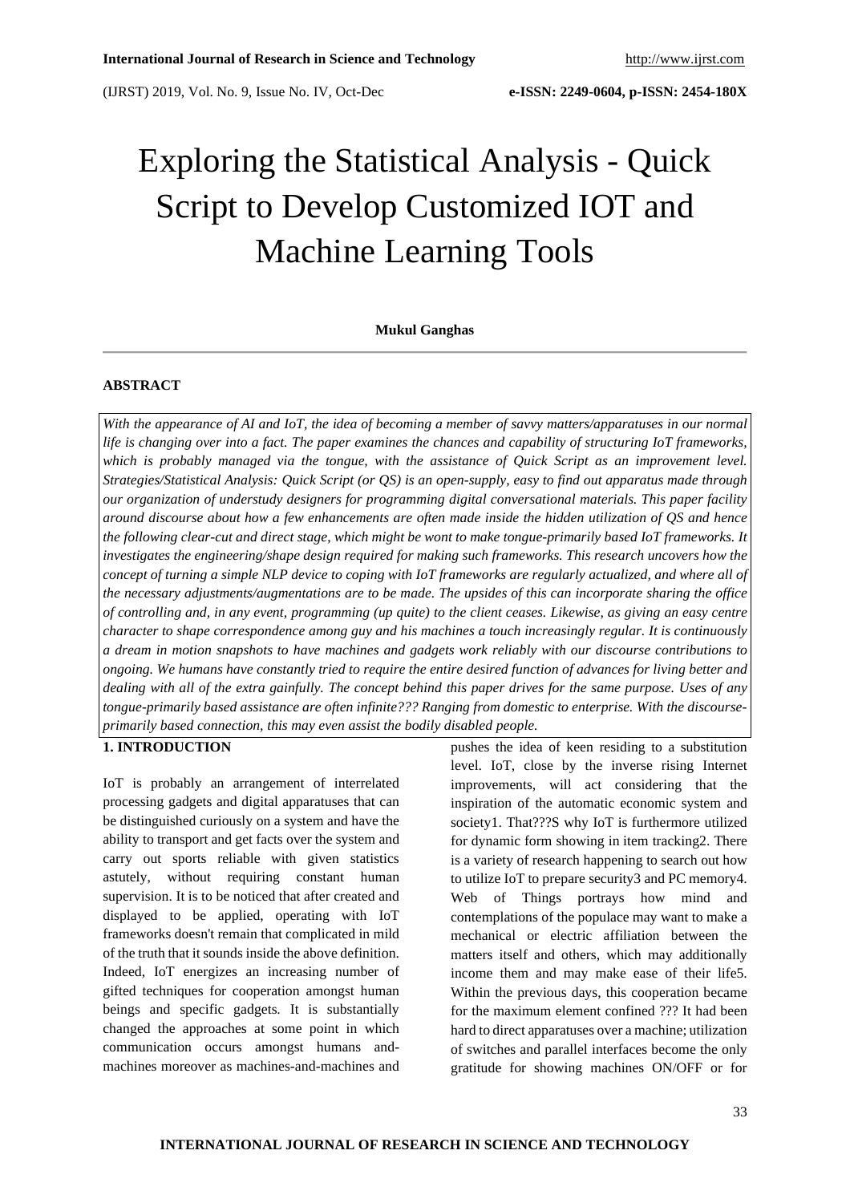# Exploring the Statistical Analysis - Quick Script to Develop Customized IOT and Machine Learning Tools

**Mukul Ganghas**

## ABSTRACT

*With the appearance of AI and IoT, the idea of becoming a member of savvy matters/apparatuses in our normal life is changing over into a fact. The paper examines the chances and capability of structuring IoT frameworks, which is probably managed via the tongue, with the assistance of Quick Script as an improvement level. Strategies/Statistical Analysis: Quick Script (or QS) is an open-supply, easy to find out apparatus made through our organization of understudy designers for programming digital conversational materials. This paper facility around discourse about how a few enhancements are often made inside the hidden utilization of QS and hence the following clear-cut and direct stage, which might be wont to make tongue-primarily based IoT frameworks. It investigates the engineering/shape design required for making such frameworks. This research uncovers how the concept of turning a simple NLP device to coping with IoT frameworks are regularly actualized, and where all of the necessary adjustments/augmentations are to be made. The upsides of this can incorporate sharing the office of controlling and, in any event, programming (up quite) to the client ceases. Likewise, as giving an easy centre character to shape correspondence among guy and his machines a touch increasingly regular. It is continuously a dream in motion snapshots to have machines and gadgets work reliably with our discourse contributions to ongoing. We humans have constantly tried to require the entire desired function of advances for living better and dealing with all of the extra gainfully. The concept behind this paper drives for the same purpose. Uses of any tongue-primarily based assistance are often infinite??? Ranging from domestic to enterprise. With the discourse-primarily based connection, this may even assist the bodily disabled people.*

## 1. INTRODUCTION

IoT is probably an arrangement of interrelated processing gadgets and digital apparatuses that can be distinguished curiously on a system and have the ability to transport and get facts over the system and carry out sports reliable with given statistics astutely, without requiring constant human supervision. It is to be noticed that after created and displayed to be applied, operating with IoT frameworks doesn't remain that complicated in mild of the truth that it sounds inside the above definition. Indeed, IoT energizes an increasing number of gifted techniques for cooperation amongst human beings and specific gadgets. It is substantially changed the approaches at some point in which communication occurs amongst humans and-machines moreover as machines-and-machines and pushes the idea of keen residing to a substitution level. IoT, close by the inverse rising Internet improvements, will act considering that the inspiration of the automatic economic system and society1. That???S why IoT is furthermore utilized for dynamic form showing in item tracking2. There is a variety of research happening to search out how to utilize IoT to prepare security3 and PC memory4. Web of Things portrays how mind and contemplations of the populace may want to make a mechanical or electric affiliation between the matters itself and others, which may additionally income them and may make ease of their life5. Within the previous days, this cooperation became for the maximum element confined ??? It had been hard to direct apparatuses over a machine; utilization of switches and parallel interfaces become the only gratitude for showing machines ON/OFF or for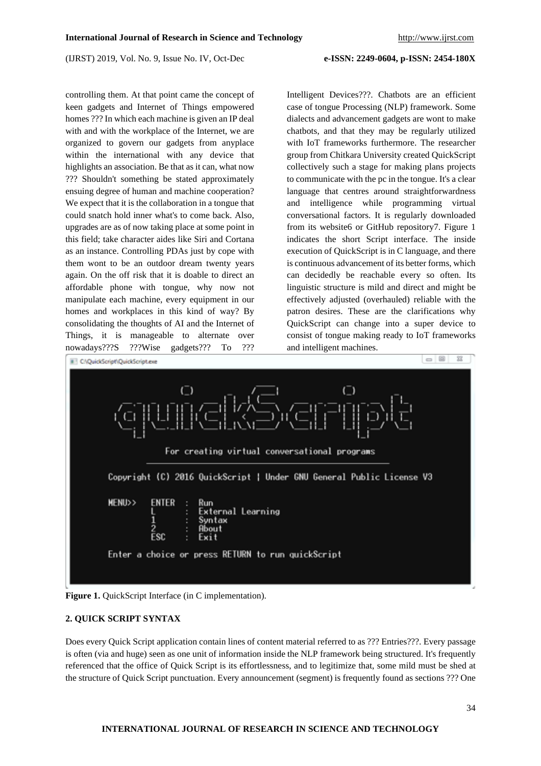controlling them. At that point came the concept of keen gadgets and Internet of Things empowered homes ??? In which each machine is given an IP deal with and with the workplace of the Internet, we are organized to govern our gadgets from anyplace within the international with any device that highlights an association. Be that as it can, what now ??? Shouldn't something be stated approximately ensuing degree of human and machine cooperation? We expect that it is the collaboration in a tongue that could snatch hold inner what's to come back. Also, upgrades are as of now taking place at some point in this field; take character aides like Siri and Cortana as an instance. Controlling PDAs just by cope with them wont to be an outdoor dream twenty years again. On the off risk that it is doable to direct an affordable phone with tongue, why now not manipulate each machine, every equipment in our homes and workplaces in this kind of way? By consolidating the thoughts of AI and the Internet of Things, it is manageable to alternate over nowadays???S ???Wise gadgets??? To ??? Intelligent Devices???. Chatbots are an efficient case of tongue Processing (NLP) framework. Some dialects and advancement gadgets are wont to make chatbots, and that they may be regularly utilized with IoT frameworks furthermore. The researcher group from Chitkara University created QuickScript collectively such a stage for making plans projects to communicate with the pc in the tongue. It's a clear language that centres around straightforwardness and intelligence while programming virtual conversational factors. It is regularly downloaded from its website6 or GitHub repository7. Figure 1 indicates the short Script interface. The inside execution of QuickScript is in C language, and there is continuous advancement of its better forms, which can decidedly be reachable every so often. Its linguistic structure is mild and direct and might be effectively adjusted (overhauled) reliable with the patron desires. These are the clarifications why QuickScript can change into a super device to consist of tongue making ready to IoT frameworks and intelligent machines.

```
C:\QuickScript\QuickScript.exe

quickScript
For creating virtual conversational programs

Copyright (C) 2016 QuickScript | Under GNU General Public License V3

MENU>>  ENTER  :  Run
        L      :  External Learning
        1      :  Syntax
        2      :  About
        ESC    :  Exit

Enter a choice or press RETURN to run quickScript
```

**Figure 1.** QuickScript Interface (in C implementation).

## 2. QUICK SCRIPT SYNTAX

Does every Quick Script application contain lines of content material referred to as ??? Entries???. Every passage is often (via and huge) seen as one unit of information inside the NLP framework being structured. It's frequently referenced that the office of Quick Script is its effortlessness, and to legitimize that, some mild must be shed at the structure of Quick Script punctuation. Every announcement (segment) is frequently found as sections ??? One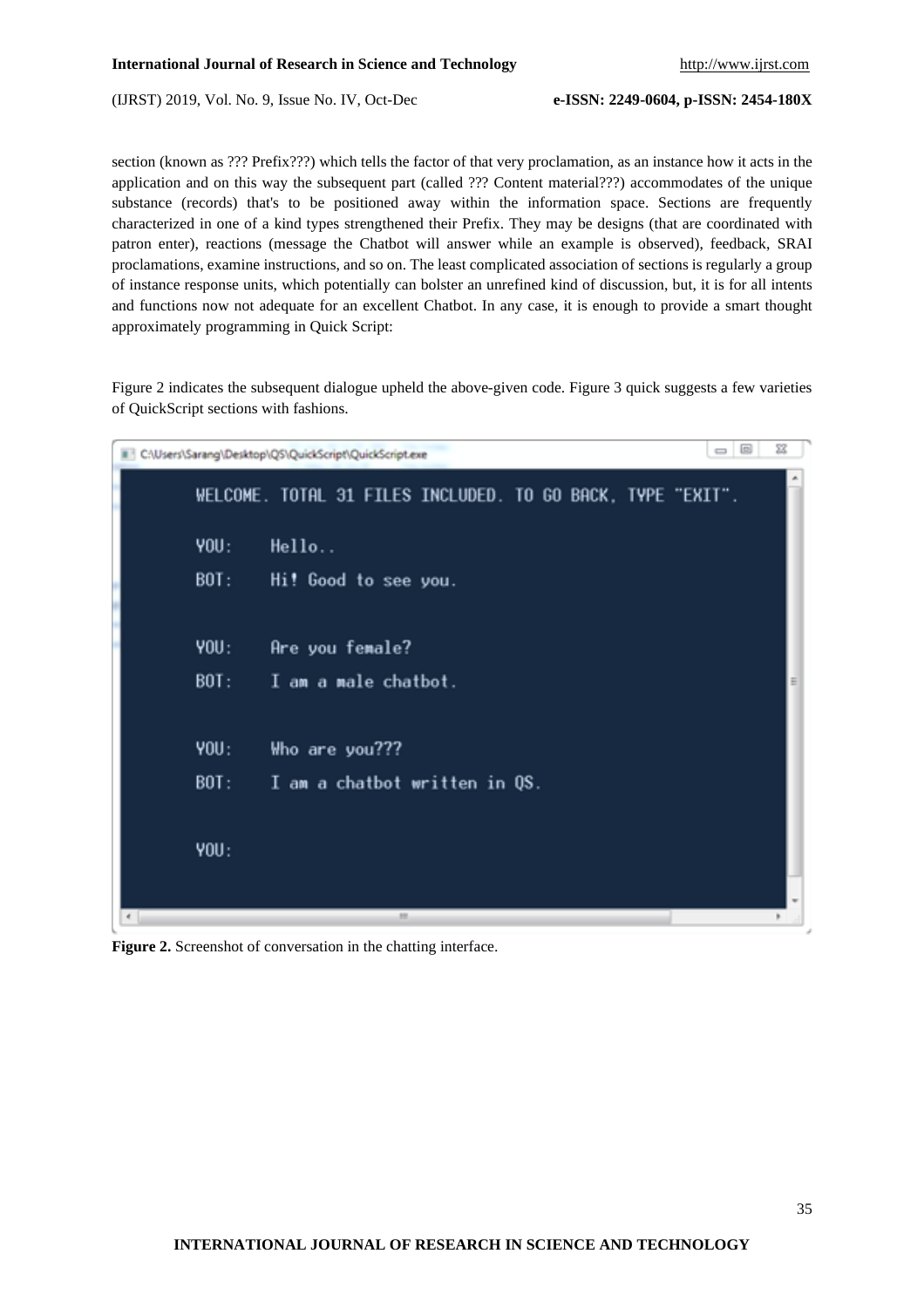section (known as ??? Prefix???) which tells the factor of that very proclamation, as an instance how it acts in the application and on this way the subsequent part (called ??? Content material???) accommodates of the unique substance (records) that's to be positioned away within the information space. Sections are frequently characterized in one of a kind types strengthened their Prefix. They may be designs (that are coordinated with patron enter), reactions (message the Chatbot will answer while an example is observed), feedback, SRAI proclamations, examine instructions, and so on. The least complicated association of sections is regularly a group of instance response units, which potentially can bolster an unrefined kind of discussion, but, it is for all intents and functions now not adequate for an excellent Chatbot. In any case, it is enough to provide a smart thought approximately programming in Quick Script:

Figure 2 indicates the subsequent dialogue upheld the above-given code. Figure 3 quick suggests a few varieties of QuickScript sections with fashions.

```
C:\Users\Sarang\Desktop\QS\QuickScript\QuickScript.exe

WELCOME. TOTAL 31 FILES INCLUDED. TO GO BACK, TYPE "EXIT".

YOU:    Hello..
BOT:    Hi! Good to see you.

YOU:    Are you female?
BOT:    I am a male chatbot.

YOU:    Who are you???
BOT:    I am a chatbot written in QS.

YOU:
```

**Figure 2.** Screenshot of conversation in the chatting interface.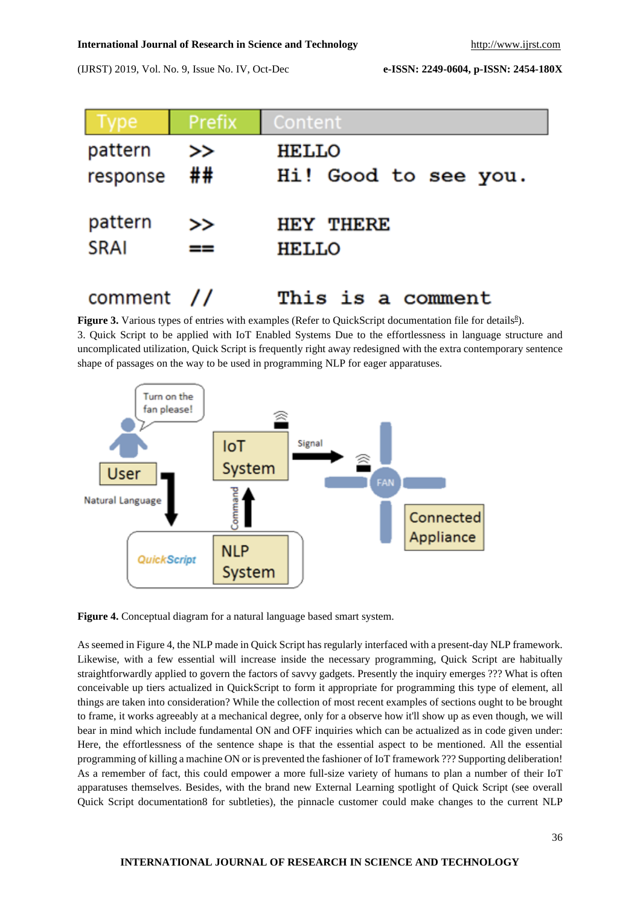| Type | Prefix | Content |
| --- | --- | --- |
| pattern | >> | HELLO |
| response | ## | Hi! Good to see you. |
| pattern | >> | HEY THERE |
| SRAI | == | HELLO |
| comment | // | This is a comment |

**Figure 3.** Various types of entries with examples (Refer to QuickScript documentation file for details[8]).

3. Quick Script to be applied with IoT Enabled Systems Due to the effortlessness in language structure and uncomplicated utilization, Quick Script is frequently right away redesigned with the extra contemporary sentence shape of passages on the way to be used in programming NLP for eager apparatuses.

**Figure 4.** Conceptual diagram for a natural language based smart system.

As seemed in Figure 4, the NLP made in Quick Script has regularly interfaced with a present-day NLP framework. Likewise, with a few essential will increase inside the necessary programming, Quick Script are habitually straightforwardly applied to govern the factors of savvy gadgets. Presently the inquiry emerges ??? What is often conceivable up tiers actualized in QuickScript to form it appropriate for programming this type of element, all things are taken into consideration? While the collection of most recent examples of sections ought to be brought to frame, it works agreeably at a mechanical degree, only for a observe how it'll show up as even though, we will bear in mind which include fundamental ON and OFF inquiries which can be actualized as in code given under: Here, the effortlessness of the sentence shape is that the essential aspect to be mentioned. All the essential programming of killing a machine ON or is prevented the fashioner of IoT framework ??? Supporting deliberation! As a remember of fact, this could empower a more full-size variety of humans to plan a number of their IoT apparatuses themselves. Besides, with the brand new External Learning spotlight of Quick Script (see overall Quick Script documentation8 for subtleties), the pinnacle customer could make changes to the current NLP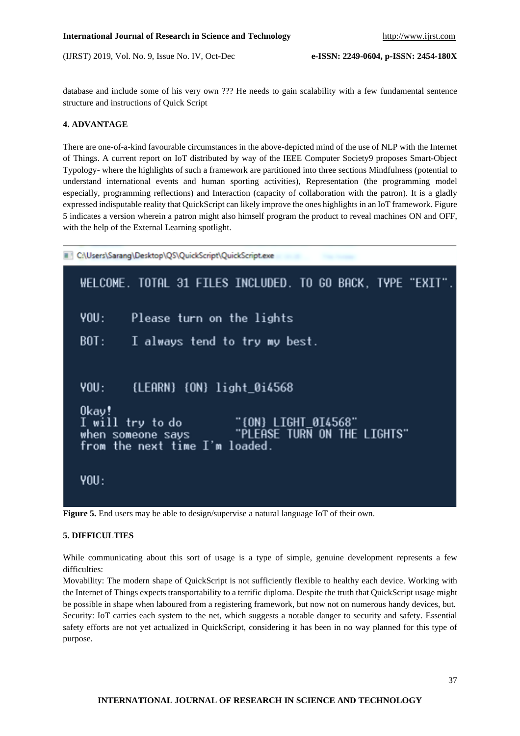database and include some of his very own ??? He needs to gain scalability with a few fundamental sentence structure and instructions of Quick Script

## 4. ADVANTAGE

There are one-of-a-kind favourable circumstances in the above-depicted mind of the use of NLP with the Internet of Things. A current report on IoT distributed by way of the IEEE Computer Society9 proposes Smart-Object Typology- where the highlights of such a framework are partitioned into three sections Mindfulness (potential to understand international events and human sporting activities), Representation (the programming model especially, programming reflections) and Interaction (capacity of collaboration with the patron). It is a gladly expressed indisputable reality that QuickScript can likely improve the ones highlights in an IoT framework. Figure 5 indicates a version wherein a patron might also himself program the product to reveal machines ON and OFF, with the help of the External Learning spotlight.

```
C:\Users\Sarang\Desktop\QS\QuickScript\QuickScript.exe

WELCOME. TOTAL 31 FILES INCLUDED. TO GO BACK, TYPE "EXIT".

YOU:    Please turn on the lights
BOT:    I always tend to try my best.


YOU:    {LEARN} {ON} light_0i4568

Okay!
I will try to do         "{ON} LIGHT_0I4568"
when someone says        "PLEASE TURN ON THE LIGHTS"
from the next time I'm loaded.

YOU:
```

**Figure 5.** End users may be able to design/supervise a natural language IoT of their own.

## 5. DIFFICULTIES

While communicating about this sort of usage is a type of simple, genuine development represents a few difficulties:

Movability: The modern shape of QuickScript is not sufficiently flexible to healthy each device. Working with the Internet of Things expects transportability to a terrific diploma. Despite the truth that QuickScript usage might be possible in shape when laboured from a registering framework, but now not on numerous handy devices, but.

Security: IoT carries each system to the net, which suggests a notable danger to security and safety. Essential safety efforts are not yet actualized in QuickScript, considering it has been in no way planned for this type of purpose.